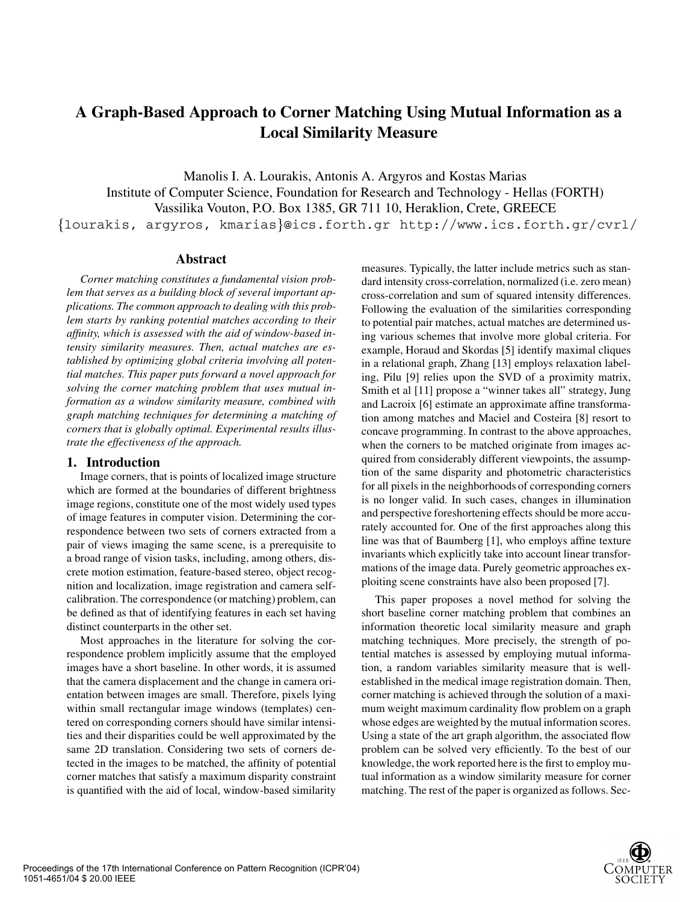# A Graph-Based Approach to Corner Matching Using Mutual Information as a Local Similarity Measure

Manolis I. A. Lourakis, Antonis A. Argyros and Kostas Marias
Institute of Computer Science, Foundation for Research and Technology - Hellas (FORTH)
Vassilika Vouton, P.O. Box 1385, GR 711 10, Heraklion, Crete, GREECE
{lourakis, argyros, kmarias}@ics.forth.gr http://www.ics.forth.gr/cvrl/

## Abstract

*Corner matching constitutes a fundamental vision problem that serves as a building block of several important applications. The common approach to dealing with this problem starts by ranking potential matches according to their affinity, which is assessed with the aid of window-based intensity similarity measures. Then, actual matches are established by optimizing global criteria involving all potential matches. This paper puts forward a novel approach for solving the corner matching problem that uses mutual information as a window similarity measure, combined with graph matching techniques for determining a matching of corners that is globally optimal. Experimental results illustrate the effectiveness of the approach.*

## 1. Introduction

Image corners, that is points of localized image structure which are formed at the boundaries of different brightness image regions, constitute one of the most widely used types of image features in computer vision. Determining the correspondence between two sets of corners extracted from a pair of views imaging the same scene, is a prerequisite to a broad range of vision tasks, including, among others, discrete motion estimation, feature-based stereo, object recognition and localization, image registration and camera self-calibration. The correspondence (or matching) problem, can be defined as that of identifying features in each set having distinct counterparts in the other set.

Most approaches in the literature for solving the correspondence problem implicitly assume that the employed images have a short baseline. In other words, it is assumed that the camera displacement and the change in camera orientation between images are small. Therefore, pixels lying within small rectangular image windows (templates) centered on corresponding corners should have similar intensities and their disparities could be well approximated by the same 2D translation. Considering two sets of corners detected in the images to be matched, the affinity of potential corner matches that satisfy a maximum disparity constraint is quantified with the aid of local, window-based similarity measures. Typically, the latter include metrics such as standard intensity cross-correlation, normalized (i.e. zero mean) cross-correlation and sum of squared intensity differences. Following the evaluation of the similarities corresponding to potential pair matches, actual matches are determined using various schemes that involve more global criteria. For example, Horaud and Skordas [5] identify maximal cliques in a relational graph, Zhang [13] employs relaxation labeling, Pilu [9] relies upon the SVD of a proximity matrix, Smith et al [11] propose a "winner takes all" strategy, Jung and Lacroix [6] estimate an approximate affine transformation among matches and Maciel and Costeira [8] resort to concave programming. In contrast to the above approaches, when the corners to be matched originate from images acquired from considerably different viewpoints, the assumption of the same disparity and photometric characteristics for all pixels in the neighborhoods of corresponding corners is no longer valid. In such cases, changes in illumination and perspective foreshortening effects should be more accurately accounted for. One of the first approaches along this line was that of Baumberg [1], who employs affine texture invariants which explicitly take into account linear transformations of the image data. Purely geometric approaches exploiting scene constraints have also been proposed [7].

This paper proposes a novel method for solving the short baseline corner matching problem that combines an information theoretic local similarity measure and graph matching techniques. More precisely, the strength of potential matches is assessed by employing mutual information, a random variables similarity measure that is well-established in the medical image registration domain. Then, corner matching is achieved through the solution of a maximum weight maximum cardinality flow problem on a graph whose edges are weighted by the mutual information scores. Using a state of the art graph algorithm, the associated flow problem can be solved very efficiently. To the best of our knowledge, the work reported here is the first to employ mutual information as a window similarity measure for corner matching. The rest of the paper is organized as follows. Sec-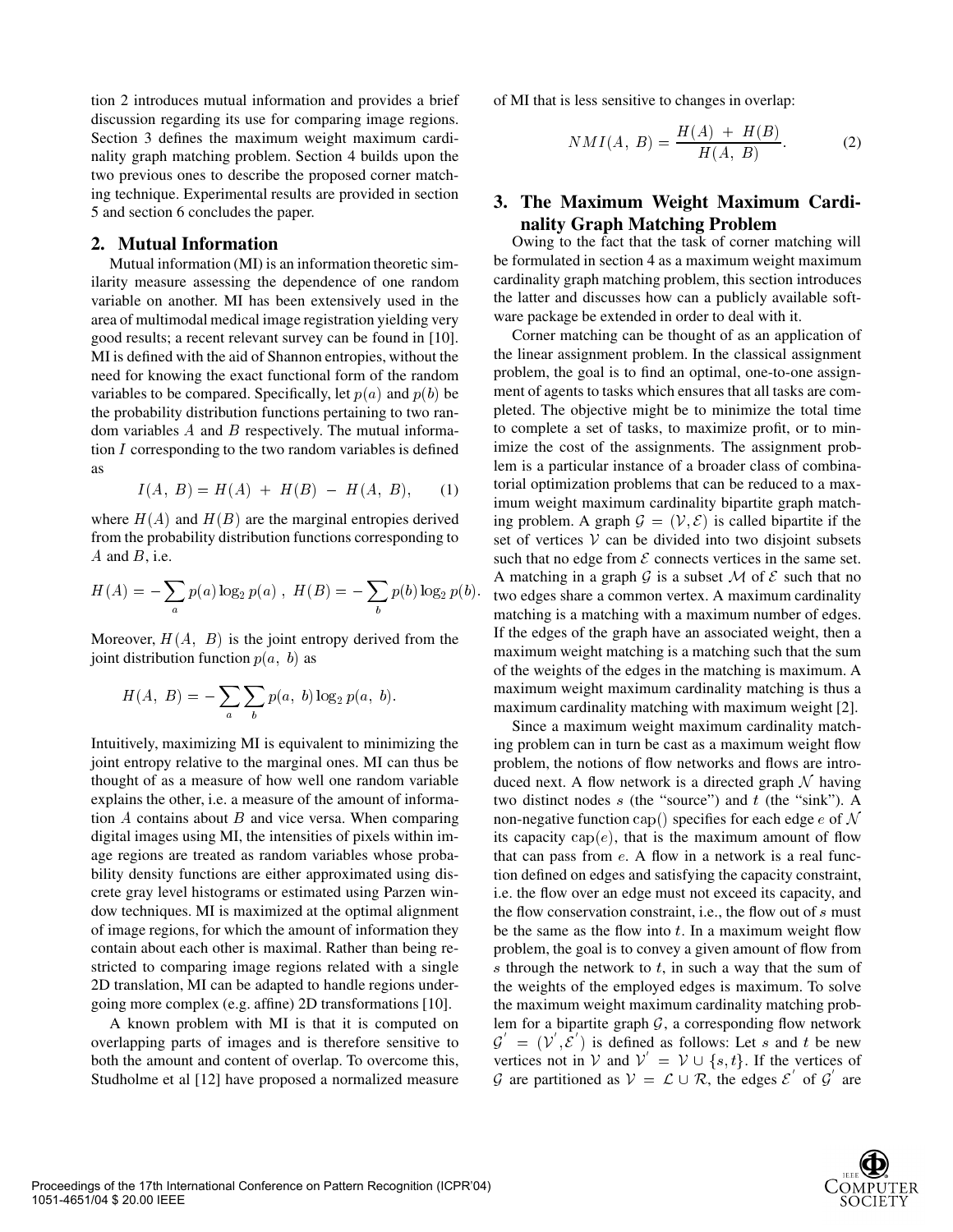tion 2 introduces mutual information and provides a brief discussion regarding its use for comparing image regions. Section 3 defines the maximum weight maximum cardinality graph matching problem. Section 4 builds upon the two previous ones to describe the proposed corner matching technique. Experimental results are provided in section 5 and section 6 concludes the paper.

## 2. Mutual Information

Mutual information (MI) is an information theoretic similarity measure assessing the dependence of one random variable on another. MI has been extensively used in the area of multimodal medical image registration yielding very good results; a recent relevant survey can be found in [10]. MI is defined with the aid of Shannon entropies, without the need for knowing the exact functional form of the random variables to be compared. Specifically, let $p(a)$ and $p(b)$ be the probability distribution functions pertaining to two random variables $A$ and $B$ respectively. The mutual information $I$ corresponding to the two random variables is defined as

$$I(A,\ B) = H(A)\ +\ H(B)\ -\ H(A,\ B), \qquad (1)$$

where $H(A)$ and $H(B)$ are the marginal entropies derived from the probability distribution functions corresponding to $A$ and $B$, i.e.

$$H(A) = -\sum_a p(a)\log_2 p(a)\ ,\ H(B) = -\sum_b p(b)\log_2 p(b).$$

Moreover, $H(A,\ B)$ is the joint entropy derived from the joint distribution function $p(a,\ b)$ as

$$H(A,\ B) = -\sum_a \sum_b p(a,\ b)\log_2 p(a,\ b).$$

Intuitively, maximizing MI is equivalent to minimizing the joint entropy relative to the marginal ones. MI can thus be thought of as a measure of how well one random variable explains the other, i.e. a measure of the amount of information $A$ contains about $B$ and vice versa. When comparing digital images using MI, the intensities of pixels within image regions are treated as random variables whose probability density functions are either approximated using discrete gray level histograms or estimated using Parzen window techniques. MI is maximized at the optimal alignment of image regions, for which the amount of information they contain about each other is maximal. Rather than being restricted to comparing image regions related with a single 2D translation, MI can be adapted to handle regions undergoing more complex (e.g. affine) 2D transformations [10].

A known problem with MI is that it is computed on overlapping parts of images and is therefore sensitive to both the amount and content of overlap. To overcome this, Studholme et al [12] have proposed a normalized measure of MI that is less sensitive to changes in overlap:

$$NMI(A,\ B) = \frac{H(A)\ +\ H(B)}{H(A,\ B)}. \qquad (2)$$

## 3. The Maximum Weight Maximum Cardinality Graph Matching Problem

Owing to the fact that the task of corner matching will be formulated in section 4 as a maximum weight maximum cardinality graph matching problem, this section introduces the latter and discusses how can a publicly available software package be extended in order to deal with it.

Corner matching can be thought of as an application of the linear assignment problem. In the classical assignment problem, the goal is to find an optimal, one-to-one assignment of agents to tasks which ensures that all tasks are completed. The objective might be to minimize the total time to complete a set of tasks, to maximize profit, or to minimize the cost of the assignments. The assignment problem is a particular instance of a broader class of combinatorial optimization problems that can be reduced to a maximum weight maximum cardinality bipartite graph matching problem. A graph $\mathcal{G} = (\mathcal{V}, \mathcal{E})$ is called bipartite if the set of vertices $\mathcal{V}$ can be divided into two disjoint subsets such that no edge from $\mathcal{E}$ connects vertices in the same set. A matching in a graph $\mathcal{G}$ is a subset $\mathcal{M}$ of $\mathcal{E}$ such that no two edges share a common vertex. A maximum cardinality matching is a matching with a maximum number of edges. If the edges of the graph have an associated weight, then a maximum weight matching is a matching such that the sum of the weights of the edges in the matching is maximum. A maximum weight maximum cardinality matching is thus a maximum cardinality matching with maximum weight [2].

Since a maximum weight maximum cardinality matching problem can in turn be cast as a maximum weight flow problem, the notions of flow networks and flows are introduced next. A flow network is a directed graph $\mathcal{N}$ having two distinct nodes $s$ (the "source") and $t$ (the "sink"). A non-negative function $\mathrm{cap}()$ specifies for each edge $e$ of $\mathcal{N}$ its capacity $\mathrm{cap}(e)$, that is the maximum amount of flow that can pass from $e$. A flow in a network is a real function defined on edges and satisfying the capacity constraint, i.e. the flow over an edge must not exceed its capacity, and the flow conservation constraint, i.e., the flow out of $s$ must be the same as the flow into $t$. In a maximum weight flow problem, the goal is to convey a given amount of flow from $s$ through the network to $t$, in such a way that the sum of the weights of the employed edges is maximum. To solve the maximum weight maximum cardinality matching problem for a bipartite graph $\mathcal{G}$, a corresponding flow network $\mathcal{G}' = (\mathcal{V}', \mathcal{E}')$ is defined as follows: Let $s$ and $t$ be new vertices not in $\mathcal{V}$ and $\mathcal{V}' = \mathcal{V} \cup \{s, t\}$. If the vertices of $\mathcal{G}$ are partitioned as $\mathcal{V} = \mathcal{L} \cup \mathcal{R}$, the edges $\mathcal{E}'$ of $\mathcal{G}'$ are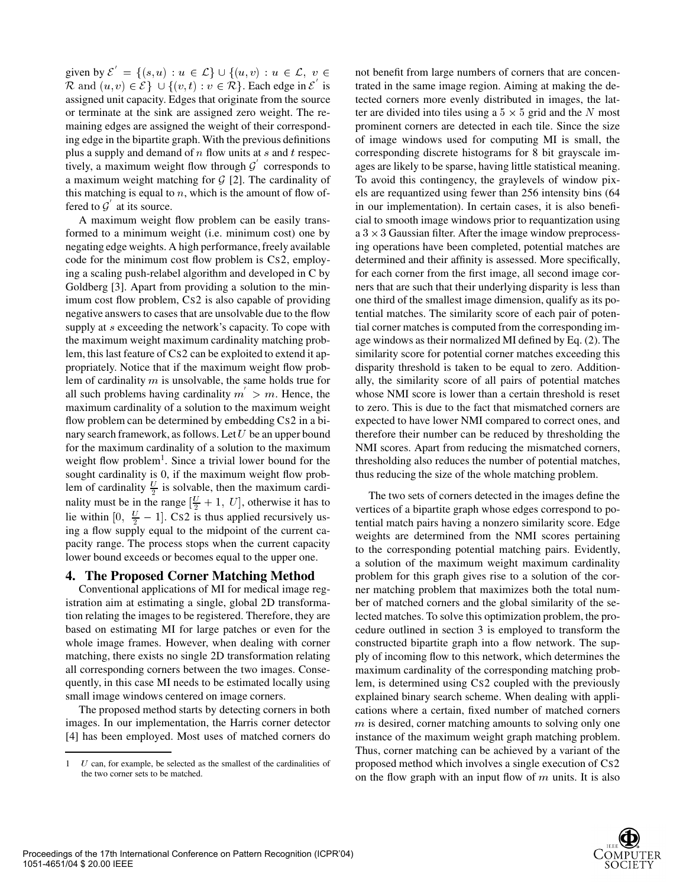given by $\mathcal{E}' = \{(s,u) : u \in \mathcal{L}\} \cup \{(u,v) : u \in \mathcal{L},\ v \in \mathcal{R} \text{ and } (u,v) \in \mathcal{E}\} \cup \{(v,t) : v \in \mathcal{R}\}$. Each edge in $\mathcal{E}'$ is assigned unit capacity. Edges that originate from the source or terminate at the sink are assigned zero weight. The remaining edges are assigned the weight of their corresponding edge in the bipartite graph. With the previous definitions plus a supply and demand of $n$ flow units at $s$ and $t$ respectively, a maximum weight flow through $\mathcal{G}'$ corresponds to a maximum weight matching for $\mathcal{G}$ [2]. The cardinality of this matching is equal to $n$, which is the amount of flow offered to $\mathcal{G}'$ at its source.

A maximum weight flow problem can be easily transformed to a minimum weight (i.e. minimum cost) one by negating edge weights. A high performance, freely available code for the minimum cost flow problem is CS2, employing a scaling push-relabel algorithm and developed in C by Goldberg [3]. Apart from providing a solution to the minimum cost flow problem, CS2 is also capable of providing negative answers to cases that are unsolvable due to the flow supply at $s$ exceeding the network's capacity. To cope with the maximum weight maximum cardinality matching problem, this last feature of CS2 can be exploited to extend it appropriately. Notice that if the maximum weight flow problem of cardinality $m$ is unsolvable, the same holds true for all such problems having cardinality $m' > m$. Hence, the maximum cardinality of a solution to the maximum weight flow problem can be determined by embedding CS2 in a binary search framework, as follows. Let $U$ be an upper bound for the maximum cardinality of a solution to the maximum weight flow problem[1]. Since a trivial lower bound for the sought cardinality is 0, if the maximum weight flow problem of cardinality $\frac{U}{2}$ is solvable, then the maximum cardinality must be in the range $[\frac{U}{2}+1,\ U]$, otherwise it has to lie within $[0,\ \frac{U}{2}-1]$. CS2 is thus applied recursively using a flow supply equal to the midpoint of the current capacity range. The process stops when the current capacity lower bound exceeds or becomes equal to the upper one.

## 4. The Proposed Corner Matching Method

Conventional applications of MI for medical image registration aim at estimating a single, global 2D transformation relating the images to be registered. Therefore, they are based on estimating MI for large patches or even for the whole image frames. However, when dealing with corner matching, there exists no single 2D transformation relating all corresponding corners between the two images. Consequently, in this case MI needs to be estimated locally using small image windows centered on image corners.

The proposed method starts by detecting corners in both images. In our implementation, the Harris corner detector [4] has been employed. Most uses of matched corners do not benefit from large numbers of corners that are concentrated in the same image region. Aiming at making the detected corners more evenly distributed in images, the latter are divided into tiles using a $5 \times 5$ grid and the $N$ most prominent corners are detected in each tile. Since the size of image windows used for computing MI is small, the corresponding discrete histograms for 8 bit grayscale images are likely to be sparse, having little statistical meaning. To avoid this contingency, the graylevels of window pixels are requantized using fewer than 256 intensity bins (64 in our implementation). In certain cases, it is also beneficial to smooth image windows prior to requantization using a $3 \times 3$ Gaussian filter. After the image window preprocessing operations have been completed, potential matches are determined and their affinity is assessed. More specifically, for each corner from the first image, all second image corners that are such that their underlying disparity is less than one third of the smallest image dimension, qualify as its potential matches. The similarity score of each pair of potential corner matches is computed from the corresponding image windows as their normalized MI defined by Eq. (2). The similarity score for potential corner matches exceeding this disparity threshold is taken to be equal to zero. Additionally, the similarity score of all pairs of potential matches whose NMI score is lower than a certain threshold is reset to zero. This is due to the fact that mismatched corners are expected to have lower NMI compared to correct ones, and therefore their number can be reduced by thresholding the NMI scores. Apart from reducing the mismatched corners, thresholding also reduces the number of potential matches, thus reducing the size of the whole matching problem.

The two sets of corners detected in the images define the vertices of a bipartite graph whose edges correspond to potential match pairs having a nonzero similarity score. Edge weights are determined from the NMI scores pertaining to the corresponding potential matching pairs. Evidently, a solution of the maximum weight maximum cardinality problem for this graph gives rise to a solution of the corner matching problem that maximizes both the total number of matched corners and the global similarity of the selected matches. To solve this optimization problem, the procedure outlined in section 3 is employed to transform the constructed bipartite graph into a flow network. The supply of incoming flow to this network, which determines the maximum cardinality of the corresponding matching problem, is determined using CS2 coupled with the previously explained binary search scheme. When dealing with applications where a certain, fixed number of matched corners $m$ is desired, corner matching amounts to solving only one instance of the maximum weight graph matching problem. Thus, corner matching can be achieved by a variant of the proposed method which involves a single execution of CS2 on the flow graph with an input flow of $m$ units. It is also

[1] $U$ can, for example, be selected as the smallest of the cardinalities of the two corner sets to be matched.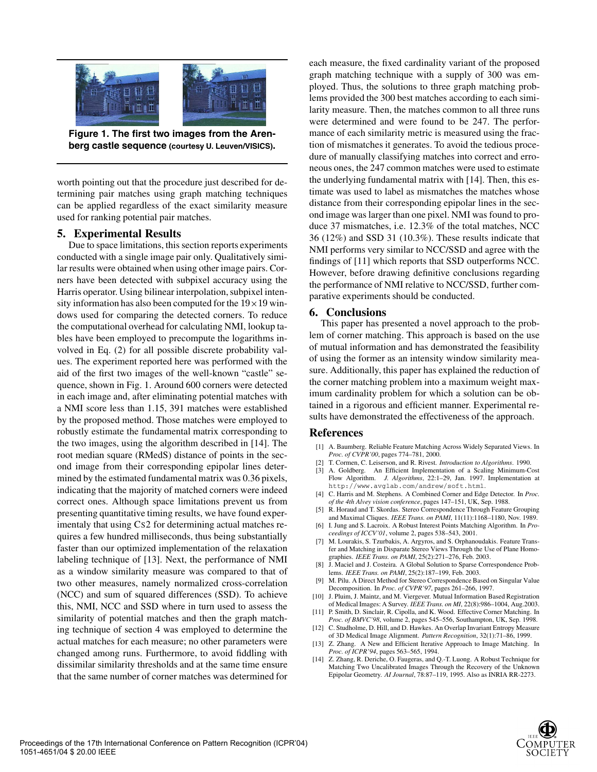Figure 1. The first two images from the Arenberg castle sequence (courtesy U. Leuven/VISICS).

worth pointing out that the procedure just described for determining pair matches using graph matching techniques can be applied regardless of the exact similarity measure used for ranking potential pair matches.

## 5. Experimental Results

Due to space limitations, this section reports experiments conducted with a single image pair only. Qualitatively similar results were obtained when using other image pairs. Corners have been detected with subpixel accuracy using the Harris operator. Using bilinear interpolation, subpixel intensity information has also been computed for the $19 \times 19$ windows used for comparing the detected corners. To reduce the computational overhead for calculating NMI, lookup tables have been employed to precompute the logarithms involved in Eq. (2) for all possible discrete probability values. The experiment reported here was performed with the aid of the first two images of the well-known "castle" sequence, shown in Fig. 1. Around 600 corners were detected in each image and, after eliminating potential matches with a NMI score less than 1.15, 391 matches were established by the proposed method. Those matches were employed to robustly estimate the fundamental matrix corresponding to the two images, using the algorithm described in [14]. The root median square (RMedS) distance of points in the second image from their corresponding epipolar lines determined by the estimated fundamental matrix was 0.36 pixels, indicating that the majority of matched corners were indeed correct ones. Although space limitations prevent us from presenting quantitative timing results, we have found experimentaly that using CS2 for determining actual matches requires a few hundred milliseconds, thus being substantially faster than our optimized implementation of the relaxation labeling technique of [13]. Next, the performance of NMI as a window similarity measure was compared to that of two other measures, namely normalized cross-correlation (NCC) and sum of squared differences (SSD). To achieve this, NMI, NCC and SSD where in turn used to assess the similarity of potential matches and then the graph matching technique of section 4 was employed to determine the actual matches for each measure; no other parameters were changed among runs. Furthermore, to avoid fiddling with dissimilar similarity thresholds and at the same time ensure that the same number of corner matches was determined for each measure, the fixed cardinality variant of the proposed graph matching technique with a supply of 300 was employed. Thus, the solutions to three graph matching problems provided the 300 best matches according to each similarity measure. Then, the matches common to all three runs were determined and were found to be 247. The performance of each similarity metric is measured using the fraction of mismatches it generates. To avoid the tedious procedure of manually classifying matches into correct and erroneous ones, the 247 common matches were used to estimate the underlying fundamental matrix with [14]. Then, this estimate was used to label as mismatches the matches whose distance from their corresponding epipolar lines in the second image was larger than one pixel. NMI was found to produce 37 mismatches, i.e. 12.3% of the total matches, NCC 36 (12%) and SSD 31 (10.3%). These results indicate that NMI performs very similar to NCC/SSD and agree with the findings of [11] which reports that SSD outperforms NCC. However, before drawing definitive conclusions regarding the performance of NMI relative to NCC/SSD, further comparative experiments should be conducted.

## 6. Conclusions

This paper has presented a novel approach to the problem of corner matching. This approach is based on the use of mutual information and has demonstrated the feasibility of using the former as an intensity window similarity measure. Additionally, this paper has explained the reduction of the corner matching problem into a maximum weight maximum cardinality problem for which a solution can be obtained in a rigorous and efficient manner. Experimental results have demonstrated the effectiveness of the approach.

## References

[1] A. Baumberg. Reliable Feature Matching Across Widely Separated Views. In *Proc. of CVPR'00*, pages 774–781, 2000.

[2] T. Cormen, C. Leiserson, and R. Rivest. *Introduction to Algorithms*. 1990.

[3] A. Goldberg. An Efficient Implementation of a Scaling Minimum-Cost Flow Algorithm. *J. Algorithms*, 22:1–29, Jan. 1997. Implementation at `http://www.avglab.com/andrew/soft.html`.

[4] C. Harris and M. Stephens. A Combined Corner and Edge Detector. In *Proc. of the 4th Alvey vision conference*, pages 147–151, UK, Sep. 1988.

[5] R. Horaud and T. Skordas. Stereo Correspondence Through Feature Grouping and Maximal Cliques. *IEEE Trans. on PAMI*, 11(11):1168–1180, Nov. 1989.

[6] I. Jung and S. Lacroix. A Robust Interest Points Matching Algorithm. In *Proceedings of ICCV'01*, volume 2, pages 538–543, 2001.

[7] M. Lourakis, S. Tzurbakis, A. Argyros, and S. Orphanoudakis. Feature Transfer and Matching in Disparate Stereo Views Through the Use of Plane Homographies. *IEEE Trans. on PAMI*, 25(2):271–276, Feb. 2003.

[8] J. Maciel and J. Costeira. A Global Solution to Sparse Correspondence Problems. *IEEE Trans. on PAMI*, 25(2):187–199, Feb. 2003.

[9] M. Pilu. A Direct Method for Stereo Correspondence Based on Singular Value Decomposition. In *Proc. of CVPR'97*, pages 261–266, 1997.

[10] J. Pluim, J. Maintz, and M. Viergever. Mutual Information Based Registration of Medical Images: A Survey. *IEEE Trans. on MI*, 22(8):986–1004, Aug.2003.

[11] P. Smith, D. Sinclair, R. Cipolla, and K. Wood. Effective Corner Matching. In *Proc. of BMVC'98*, volume 2, pages 545–556, Southampton, UK, Sep. 1998.

[12] C. Studholme, D. Hill, and D. Hawkes. An Overlap Invariant Entropy Measure of 3D Medical Image Alignment. *Pattern Recognition*, 32(1):71–86, 1999.

[13] Z. Zhang. A New and Efficient Iterative Approach to Image Matching. In *Proc. of ICPR'94*, pages 563–565, 1994.

[14] Z. Zhang, R. Deriche, O. Faugeras, and Q.-T. Luong. A Robust Technique for Matching Two Uncalibrated Images Through the Recovery of the Unknown Epipolar Geometry. *AI Journal*, 78:87–119, 1995. Also as INRIA RR-2273.